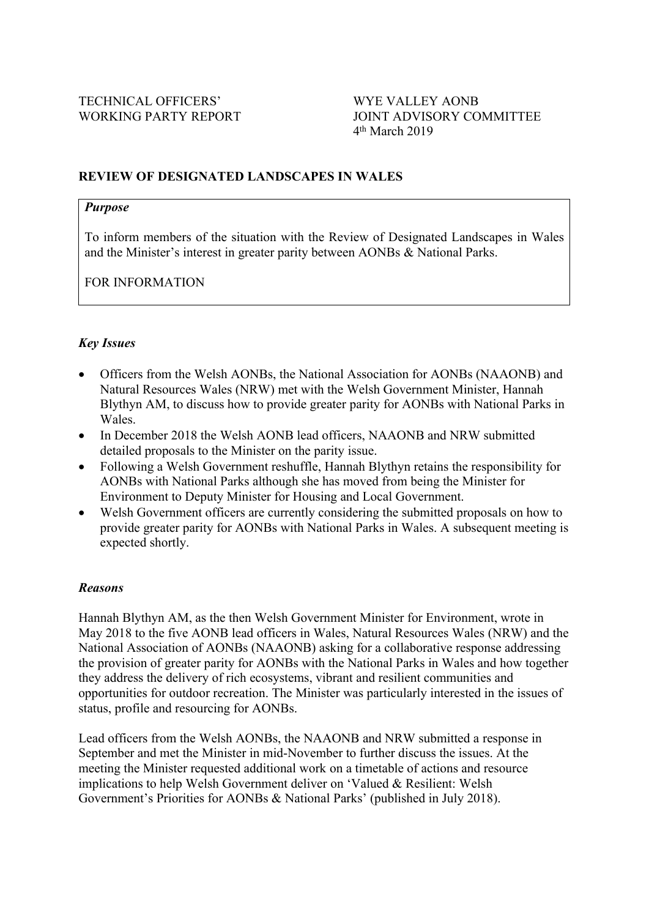TECHNICAL OFFICERS' WORKING PARTY REPORT

WYE VALLEY AONB JOINT ADVISORY COMMITTEE
4th March 2019

**REVIEW OF DESIGNATED LANDSCAPES IN WALES**

***Purpose***

To inform members of the situation with the Review of Designated Landscapes in Wales and the Minister's interest in greater parity between AONBs & National Parks.

FOR INFORMATION

***Key Issues***

- Officers from the Welsh AONBs, the National Association for AONBs (NAAONB) and Natural Resources Wales (NRW) met with the Welsh Government Minister, Hannah Blythyn AM, to discuss how to provide greater parity for AONBs with National Parks in Wales.
- In December 2018 the Welsh AONB lead officers, NAAONB and NRW submitted detailed proposals to the Minister on the parity issue.
- Following a Welsh Government reshuffle, Hannah Blythyn retains the responsibility for AONBs with National Parks although she has moved from being the Minister for Environment to Deputy Minister for Housing and Local Government.
- Welsh Government officers are currently considering the submitted proposals on how to provide greater parity for AONBs with National Parks in Wales. A subsequent meeting is expected shortly.

***Reasons***

Hannah Blythyn AM, as the then Welsh Government Minister for Environment, wrote in May 2018 to the five AONB lead officers in Wales, Natural Resources Wales (NRW) and the National Association of AONBs (NAAONB) asking for a collaborative response addressing the provision of greater parity for AONBs with the National Parks in Wales and how together they address the delivery of rich ecosystems, vibrant and resilient communities and opportunities for outdoor recreation. The Minister was particularly interested in the issues of status, profile and resourcing for AONBs.

Lead officers from the Welsh AONBs, the NAAONB and NRW submitted a response in September and met the Minister in mid-November to further discuss the issues. At the meeting the Minister requested additional work on a timetable of actions and resource implications to help Welsh Government deliver on 'Valued & Resilient: Welsh Government's Priorities for AONBs & National Parks' (published in July 2018).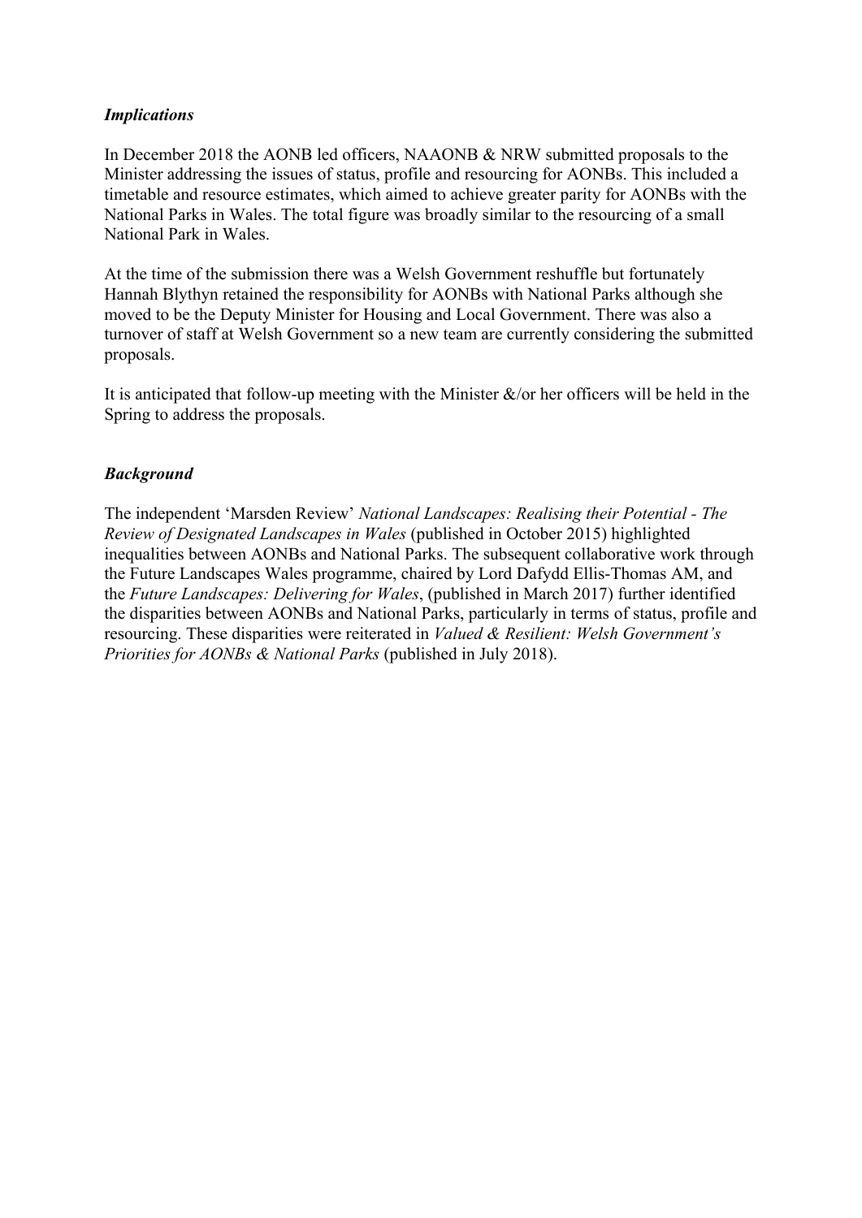***Implications***

In December 2018 the AONB led officers, NAAONB & NRW submitted proposals to the Minister addressing the issues of status, profile and resourcing for AONBs. This included a timetable and resource estimates, which aimed to achieve greater parity for AONBs with the National Parks in Wales. The total figure was broadly similar to the resourcing of a small National Park in Wales.

At the time of the submission there was a Welsh Government reshuffle but fortunately Hannah Blythyn retained the responsibility for AONBs with National Parks although she moved to be the Deputy Minister for Housing and Local Government. There was also a turnover of staff at Welsh Government so a new team are currently considering the submitted proposals.

It is anticipated that follow-up meeting with the Minister &/or her officers will be held in the Spring to address the proposals.

***Background***

The independent 'Marsden Review' *National Landscapes: Realising their Potential - The Review of Designated Landscapes in Wales* (published in October 2015) highlighted inequalities between AONBs and National Parks. The subsequent collaborative work through the Future Landscapes Wales programme, chaired by Lord Dafydd Ellis-Thomas AM, and the *Future Landscapes: Delivering for Wales*, (published in March 2017) further identified the disparities between AONBs and National Parks, particularly in terms of status, profile and resourcing. These disparities were reiterated in *Valued & Resilient: Welsh Government's Priorities for AONBs & National Parks* (published in July 2018).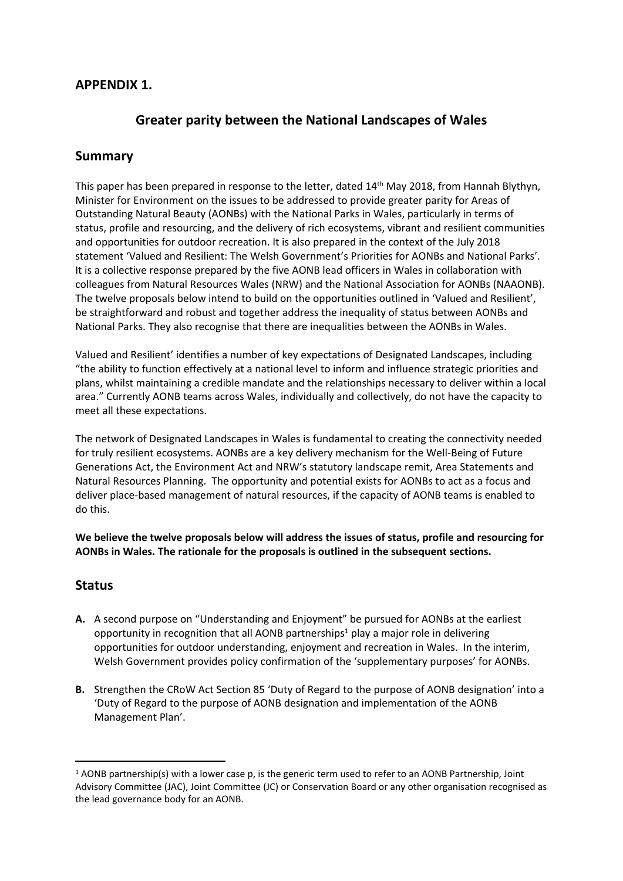## APPENDIX 1.

## Greater parity between the National Landscapes of Wales

## Summary

This paper has been prepared in response to the letter, dated 14th May 2018, from Hannah Blythyn, Minister for Environment on the issues to be addressed to provide greater parity for Areas of Outstanding Natural Beauty (AONBs) with the National Parks in Wales, particularly in terms of status, profile and resourcing, and the delivery of rich ecosystems, vibrant and resilient communities and opportunities for outdoor recreation. It is also prepared in the context of the July 2018 statement 'Valued and Resilient: The Welsh Government's Priorities for AONBs and National Parks'. It is a collective response prepared by the five AONB lead officers in Wales in collaboration with colleagues from Natural Resources Wales (NRW) and the National Association for AONBs (NAAONB). The twelve proposals below intend to build on the opportunities outlined in 'Valued and Resilient', be straightforward and robust and together address the inequality of status between AONBs and National Parks. They also recognise that there are inequalities between the AONBs in Wales.

Valued and Resilient' identifies a number of key expectations of Designated Landscapes, including "the ability to function effectively at a national level to inform and influence strategic priorities and plans, whilst maintaining a credible mandate and the relationships necessary to deliver within a local area." Currently AONB teams across Wales, individually and collectively, do not have the capacity to meet all these expectations.

The network of Designated Landscapes in Wales is fundamental to creating the connectivity needed for truly resilient ecosystems. AONBs are a key delivery mechanism for the Well-Being of Future Generations Act, the Environment Act and NRW's statutory landscape remit, Area Statements and Natural Resources Planning. The opportunity and potential exists for AONBs to act as a focus and deliver place-based management of natural resources, if the capacity of AONB teams is enabled to do this.

**We believe the twelve proposals below will address the issues of status, profile and resourcing for AONBs in Wales. The rationale for the proposals is outlined in the subsequent sections.**

## Status

**A.** A second purpose on "Understanding and Enjoyment" be pursued for AONBs at the earliest opportunity in recognition that all AONB partnerships[1] play a major role in delivering opportunities for outdoor understanding, enjoyment and recreation in Wales. In the interim, Welsh Government provides policy confirmation of the 'supplementary purposes' for AONBs.

**B.** Strengthen the CRoW Act Section 85 'Duty of Regard to the purpose of AONB designation' into a 'Duty of Regard to the purpose of AONB designation and implementation of the AONB Management Plan'.

---

[1] AONB partnership(s) with a lower case p, is the generic term used to refer to an AONB Partnership, Joint Advisory Committee (JAC), Joint Committee (JC) or Conservation Board or any other organisation recognised as the lead governance body for an AONB.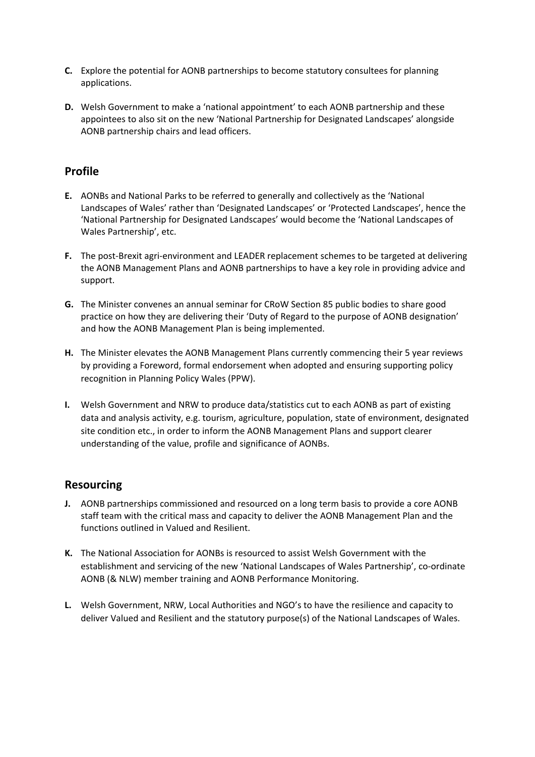**C.** Explore the potential for AONB partnerships to become statutory consultees for planning applications.

**D.** Welsh Government to make a 'national appointment' to each AONB partnership and these appointees to also sit on the new 'National Partnership for Designated Landscapes' alongside AONB partnership chairs and lead officers.

## Profile

**E.** AONBs and National Parks to be referred to generally and collectively as the 'National Landscapes of Wales' rather than 'Designated Landscapes' or 'Protected Landscapes', hence the 'National Partnership for Designated Landscapes' would become the 'National Landscapes of Wales Partnership', etc.

**F.** The post-Brexit agri-environment and LEADER replacement schemes to be targeted at delivering the AONB Management Plans and AONB partnerships to have a key role in providing advice and support.

**G.** The Minister convenes an annual seminar for CRoW Section 85 public bodies to share good practice on how they are delivering their 'Duty of Regard to the purpose of AONB designation' and how the AONB Management Plan is being implemented.

**H.** The Minister elevates the AONB Management Plans currently commencing their 5 year reviews by providing a Foreword, formal endorsement when adopted and ensuring supporting policy recognition in Planning Policy Wales (PPW).

**I.** Welsh Government and NRW to produce data/statistics cut to each AONB as part of existing data and analysis activity, e.g. tourism, agriculture, population, state of environment, designated site condition etc., in order to inform the AONB Management Plans and support clearer understanding of the value, profile and significance of AONBs.

## Resourcing

**J.** AONB partnerships commissioned and resourced on a long term basis to provide a core AONB staff team with the critical mass and capacity to deliver the AONB Management Plan and the functions outlined in Valued and Resilient.

**K.** The National Association for AONBs is resourced to assist Welsh Government with the establishment and servicing of the new 'National Landscapes of Wales Partnership', co-ordinate AONB (& NLW) member training and AONB Performance Monitoring.

**L.** Welsh Government, NRW, Local Authorities and NGO's to have the resilience and capacity to deliver Valued and Resilient and the statutory purpose(s) of the National Landscapes of Wales.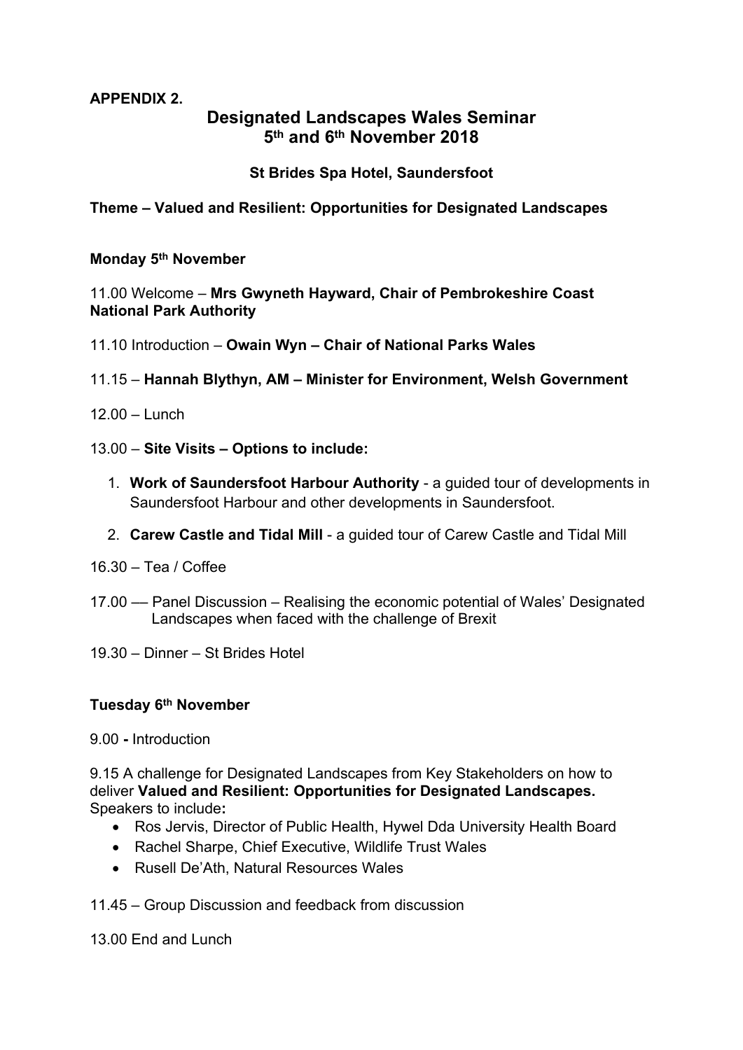**APPENDIX 2.**

# Designated Landscapes Wales Seminar
# 5th and 6th November 2018

### St Brides Spa Hotel, Saundersfoot

**Theme – Valued and Resilient: Opportunities for Designated Landscapes**

**Monday 5th November**

11.00 Welcome – **Mrs Gwyneth Hayward, Chair of Pembrokeshire Coast National Park Authority**

11.10 Introduction – **Owain Wyn – Chair of National Parks Wales**

11.15 – **Hannah Blythyn, AM – Minister for Environment, Welsh Government**

12.00 – Lunch

13.00 – **Site Visits – Options to include:**

1. **Work of Saundersfoot Harbour Authority** - a guided tour of developments in Saundersfoot Harbour and other developments in Saundersfoot.
2. **Carew Castle and Tidal Mill** - a guided tour of Carew Castle and Tidal Mill

16.30 – Tea / Coffee

17.00 –– Panel Discussion – Realising the economic potential of Wales' Designated Landscapes when faced with the challenge of Brexit

19.30 – Dinner – St Brides Hotel

**Tuesday 6th November**

9.00 **-** Introduction

9.15 A challenge for Designated Landscapes from Key Stakeholders on how to deliver **Valued and Resilient: Opportunities for Designated Landscapes.** Speakers to include**:**

- Ros Jervis, Director of Public Health, Hywel Dda University Health Board
- Rachel Sharpe, Chief Executive, Wildlife Trust Wales
- Rusell De'Ath, Natural Resources Wales

11.45 – Group Discussion and feedback from discussion

13.00 End and Lunch